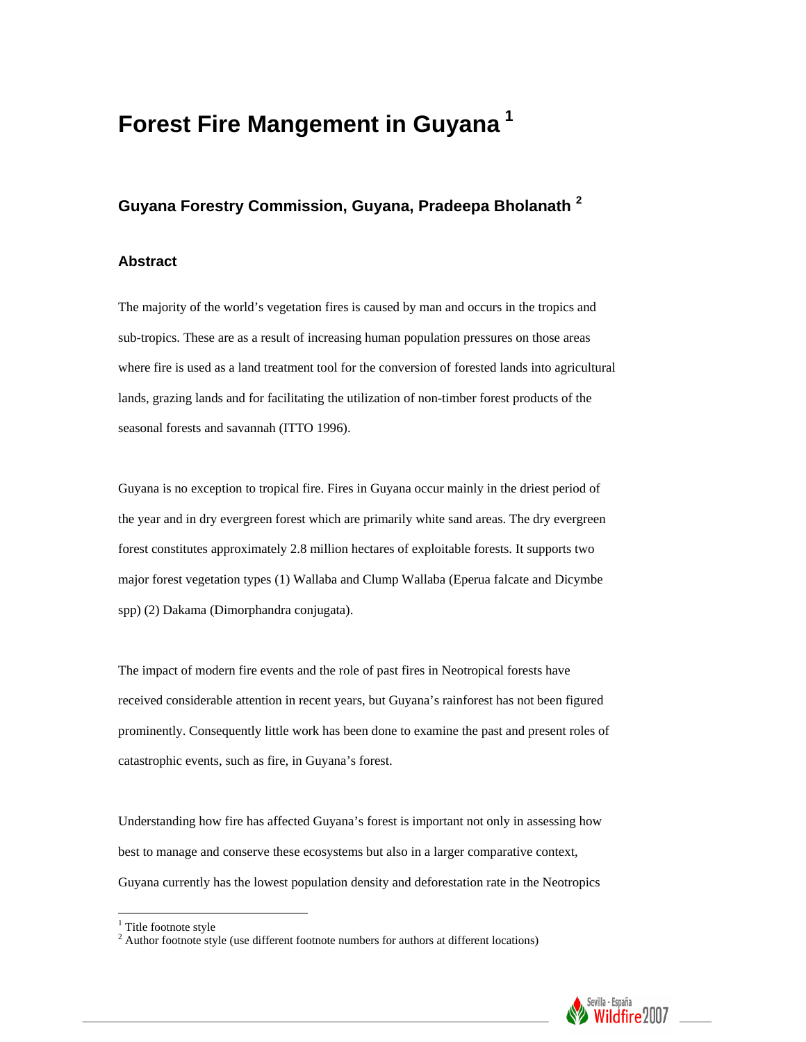# Forest Fire Mangement in Guyana [1]

## Guyana Forestry Commission, Guyana, Pradeepa Bholanath [2]

### Abstract

The majority of the world's vegetation fires is caused by man and occurs in the tropics and sub-tropics. These are as a result of increasing human population pressures on those areas where fire is used as a land treatment tool for the conversion of forested lands into agricultural lands, grazing lands and for facilitating the utilization of non-timber forest products of the seasonal forests and savannah (ITTO 1996).

Guyana is no exception to tropical fire. Fires in Guyana occur mainly in the driest period of the year and in dry evergreen forest which are primarily white sand areas. The dry evergreen forest constitutes approximately 2.8 million hectares of exploitable forests. It supports two major forest vegetation types (1) Wallaba and Clump Wallaba (Eperua falcate and Dicymbe spp) (2) Dakama (Dimorphandra conjugata).

The impact of modern fire events and the role of past fires in Neotropical forests have received considerable attention in recent years, but Guyana's rainforest has not been figured prominently. Consequently little work has been done to examine the past and present roles of catastrophic events, such as fire, in Guyana's forest.

Understanding how fire has affected Guyana's forest is important not only in assessing how best to manage and conserve these ecosystems but also in a larger comparative context, Guyana currently has the lowest population density and deforestation rate in the Neotropics

---

[1] Title footnote style

[2] Author footnote style (use different footnote numbers for authors at different locations)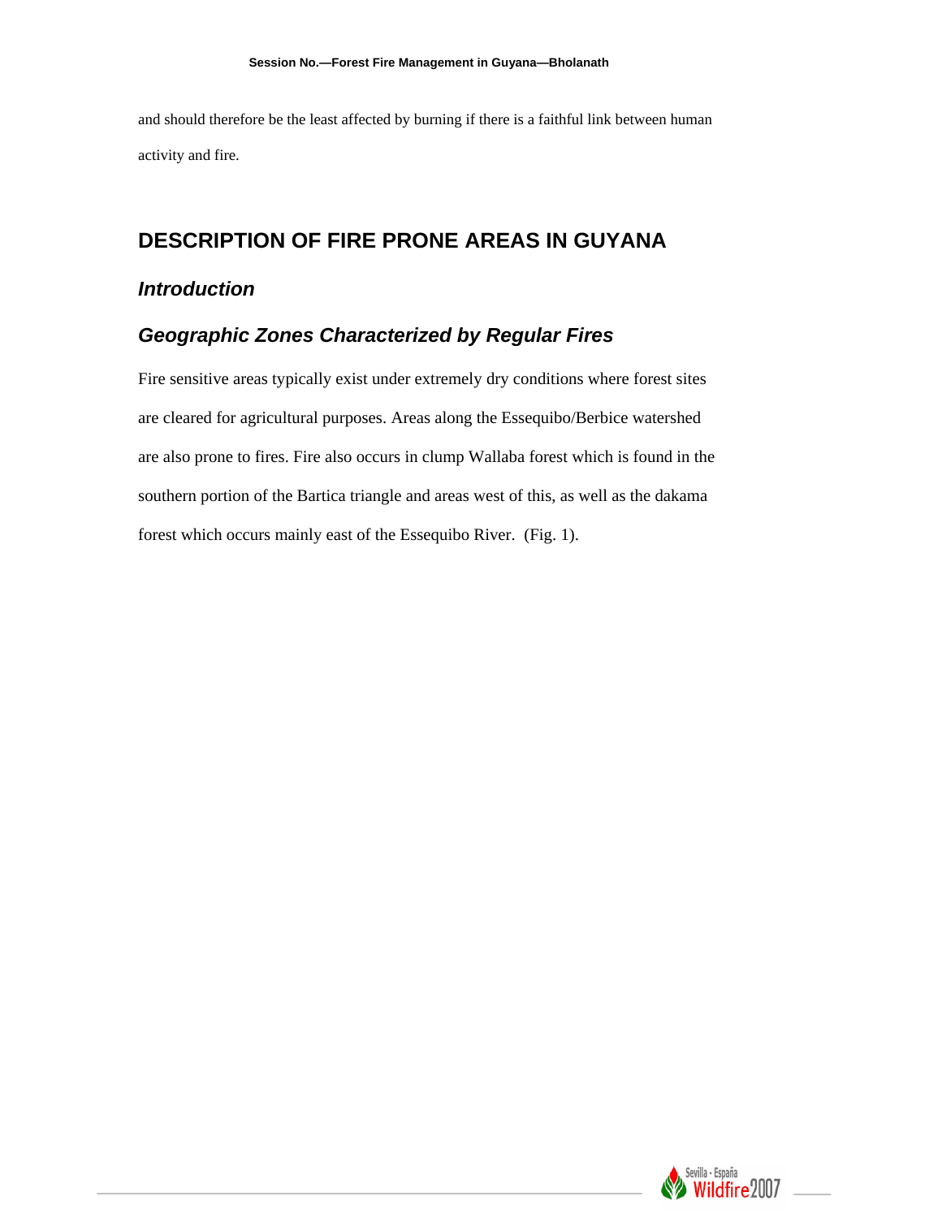and should therefore be the least affected by burning if there is a faithful link between human activity and fire.

# DESCRIPTION OF FIRE PRONE AREAS IN GUYANA

## *Introduction*

## *Geographic Zones Characterized by Regular Fires*

Fire sensitive areas typically exist under extremely dry conditions where forest sites are cleared for agricultural purposes. Areas along the Essequibo/Berbice watershed are also prone to fires. Fire also occurs in clump Wallaba forest which is found in the southern portion of the Bartica triangle and areas west of this, as well as the dakama forest which occurs mainly east of the Essequibo River. (Fig. 1).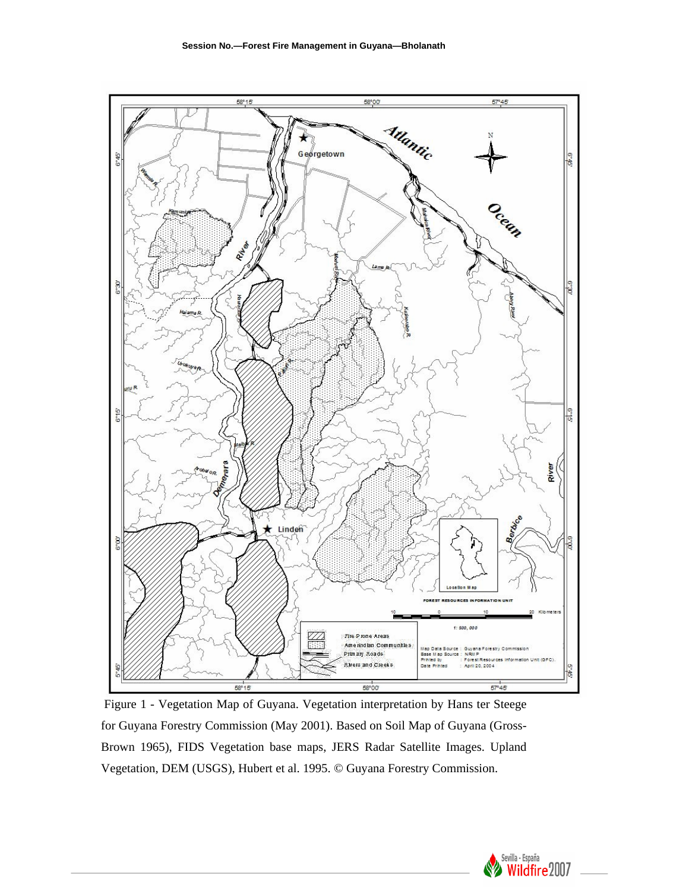Figure 1 - Vegetation Map of Guyana. Vegetation interpretation by Hans ter Steege for Guyana Forestry Commission (May 2001). Based on Soil Map of Guyana (Gross-Brown 1965), FIDS Vegetation base maps, JERS Radar Satellite Images. Upland Vegetation, DEM (USGS), Hubert et al. 1995. © Guyana Forestry Commission.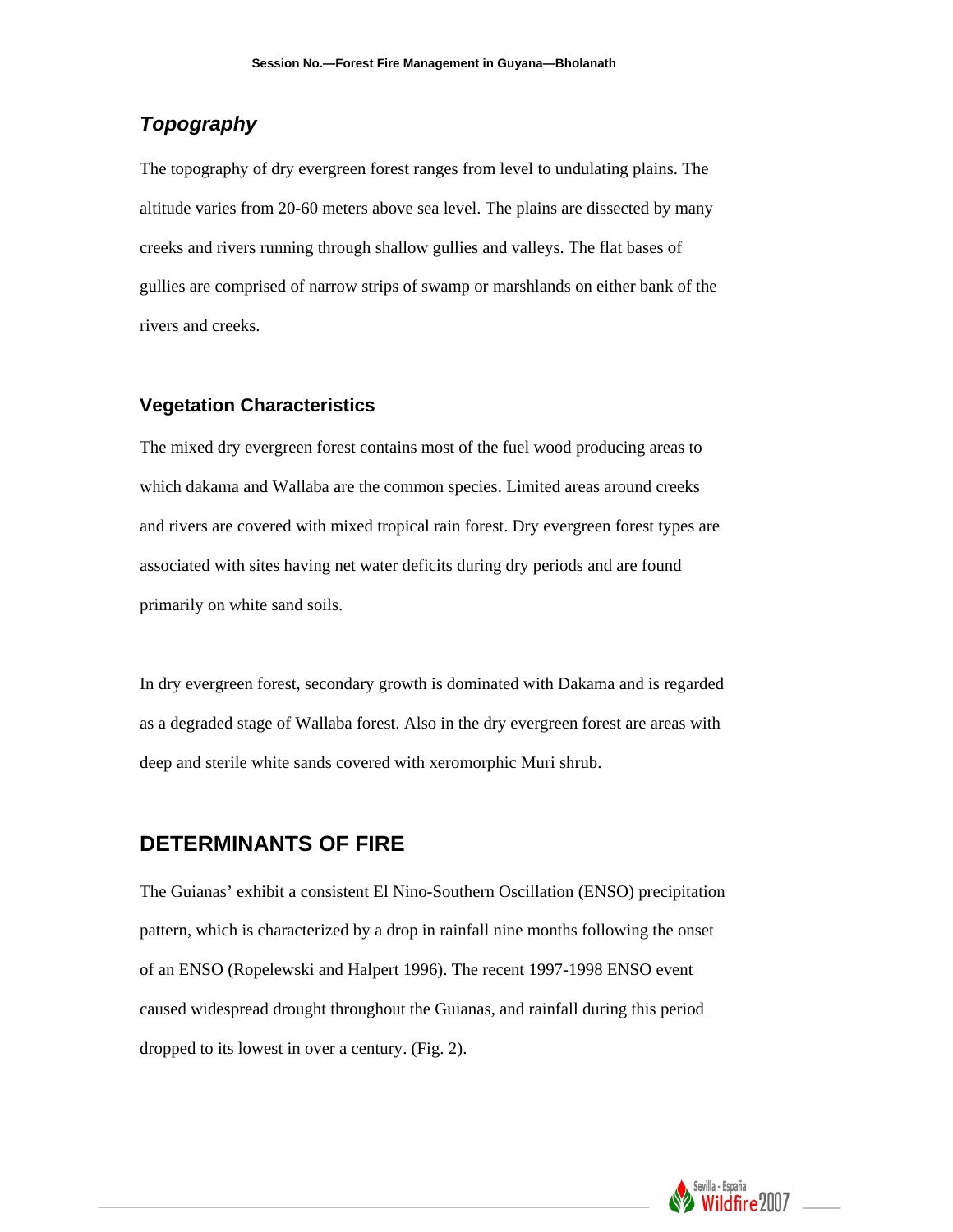### *Topography*

The topography of dry evergreen forest ranges from level to undulating plains. The altitude varies from 20-60 meters above sea level. The plains are dissected by many creeks and rivers running through shallow gullies and valleys. The flat bases of gullies are comprised of narrow strips of swamp or marshlands on either bank of the rivers and creeks.

### Vegetation Characteristics

The mixed dry evergreen forest contains most of the fuel wood producing areas to which dakama and Wallaba are the common species. Limited areas around creeks and rivers are covered with mixed tropical rain forest. Dry evergreen forest types are associated with sites having net water deficits during dry periods and are found primarily on white sand soils.

In dry evergreen forest, secondary growth is dominated with Dakama and is regarded as a degraded stage of Wallaba forest. Also in the dry evergreen forest are areas with deep and sterile white sands covered with xeromorphic Muri shrub.

## DETERMINANTS OF FIRE

The Guianas' exhibit a consistent El Nino-Southern Oscillation (ENSO) precipitation pattern, which is characterized by a drop in rainfall nine months following the onset of an ENSO (Ropelewski and Halpert 1996). The recent 1997-1998 ENSO event caused widespread drought throughout the Guianas, and rainfall during this period dropped to its lowest in over a century. (Fig. 2).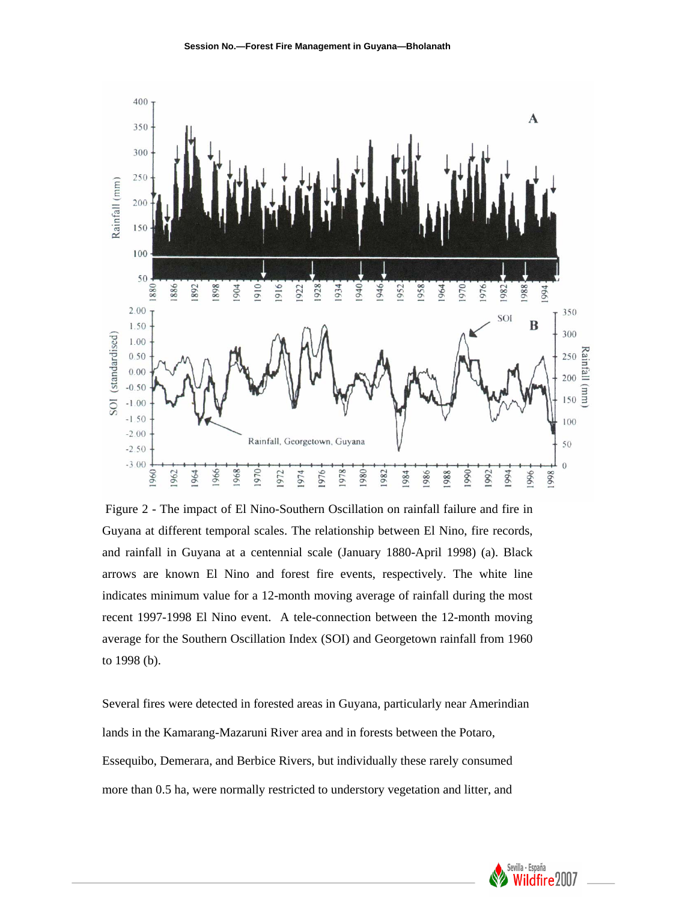Figure 2 - The impact of El Nino-Southern Oscillation on rainfall failure and fire in Guyana at different temporal scales. The relationship between El Nino, fire records, and rainfall in Guyana at a centennial scale (January 1880-April 1998) (a). Black arrows are known El Nino and forest fire events, respectively. The white line indicates minimum value for a 12-month moving average of rainfall during the most recent 1997-1998 El Nino event. A tele-connection between the 12-month moving average for the Southern Oscillation Index (SOI) and Georgetown rainfall from 1960 to 1998 (b).

Several fires were detected in forested areas in Guyana, particularly near Amerindian lands in the Kamarang-Mazaruni River area and in forests between the Potaro, Essequibo, Demerara, and Berbice Rivers, but individually these rarely consumed more than 0.5 ha, were normally restricted to understory vegetation and litter, and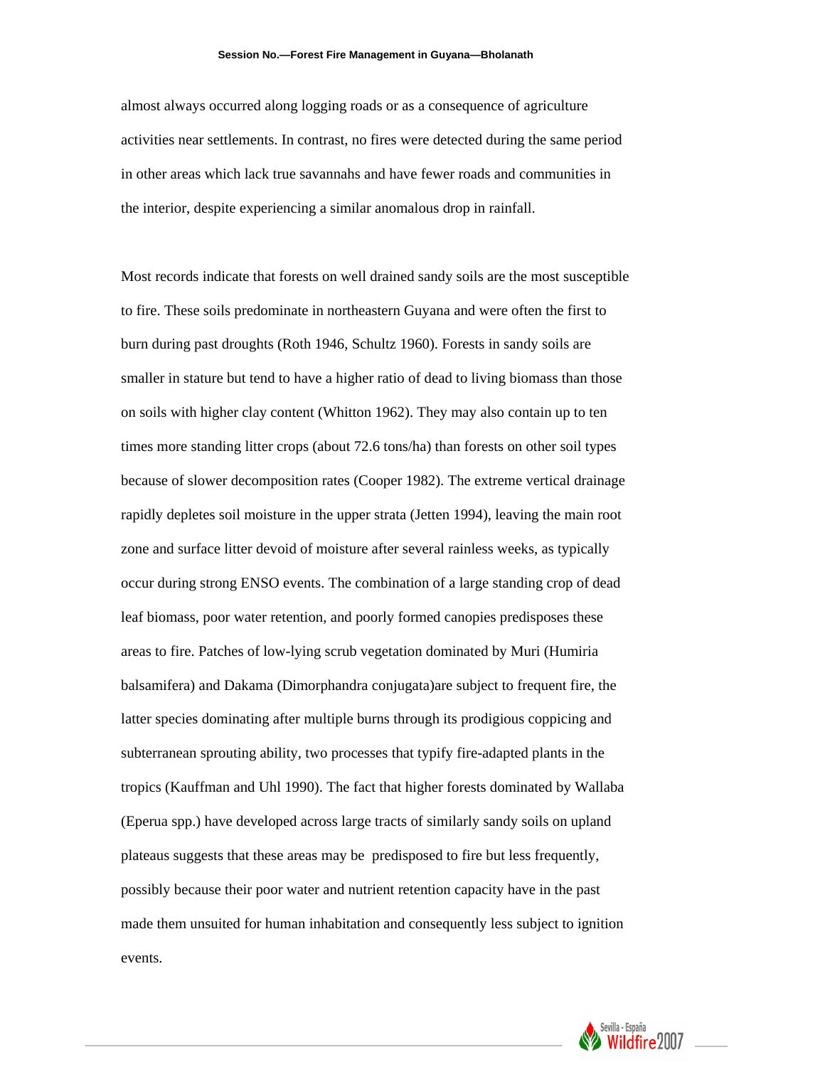almost always occurred along logging roads or as a consequence of agriculture activities near settlements. In contrast, no fires were detected during the same period in other areas which lack true savannahs and have fewer roads and communities in the interior, despite experiencing a similar anomalous drop in rainfall.

Most records indicate that forests on well drained sandy soils are the most susceptible to fire. These soils predominate in northeastern Guyana and were often the first to burn during past droughts (Roth 1946, Schultz 1960). Forests in sandy soils are smaller in stature but tend to have a higher ratio of dead to living biomass than those on soils with higher clay content (Whitton 1962). They may also contain up to ten times more standing litter crops (about 72.6 tons/ha) than forests on other soil types because of slower decomposition rates (Cooper 1982). The extreme vertical drainage rapidly depletes soil moisture in the upper strata (Jetten 1994), leaving the main root zone and surface litter devoid of moisture after several rainless weeks, as typically occur during strong ENSO events. The combination of a large standing crop of dead leaf biomass, poor water retention, and poorly formed canopies predisposes these areas to fire. Patches of low-lying scrub vegetation dominated by Muri (Humiria balsamifera) and Dakama (Dimorphandra conjugata)are subject to frequent fire, the latter species dominating after multiple burns through its prodigious coppicing and subterranean sprouting ability, two processes that typify fire-adapted plants in the tropics (Kauffman and Uhl 1990). The fact that higher forests dominated by Wallaba (Eperua spp.) have developed across large tracts of similarly sandy soils on upland plateaus suggests that these areas may be predisposed to fire but less frequently, possibly because their poor water and nutrient retention capacity have in the past made them unsuited for human inhabitation and consequently less subject to ignition events.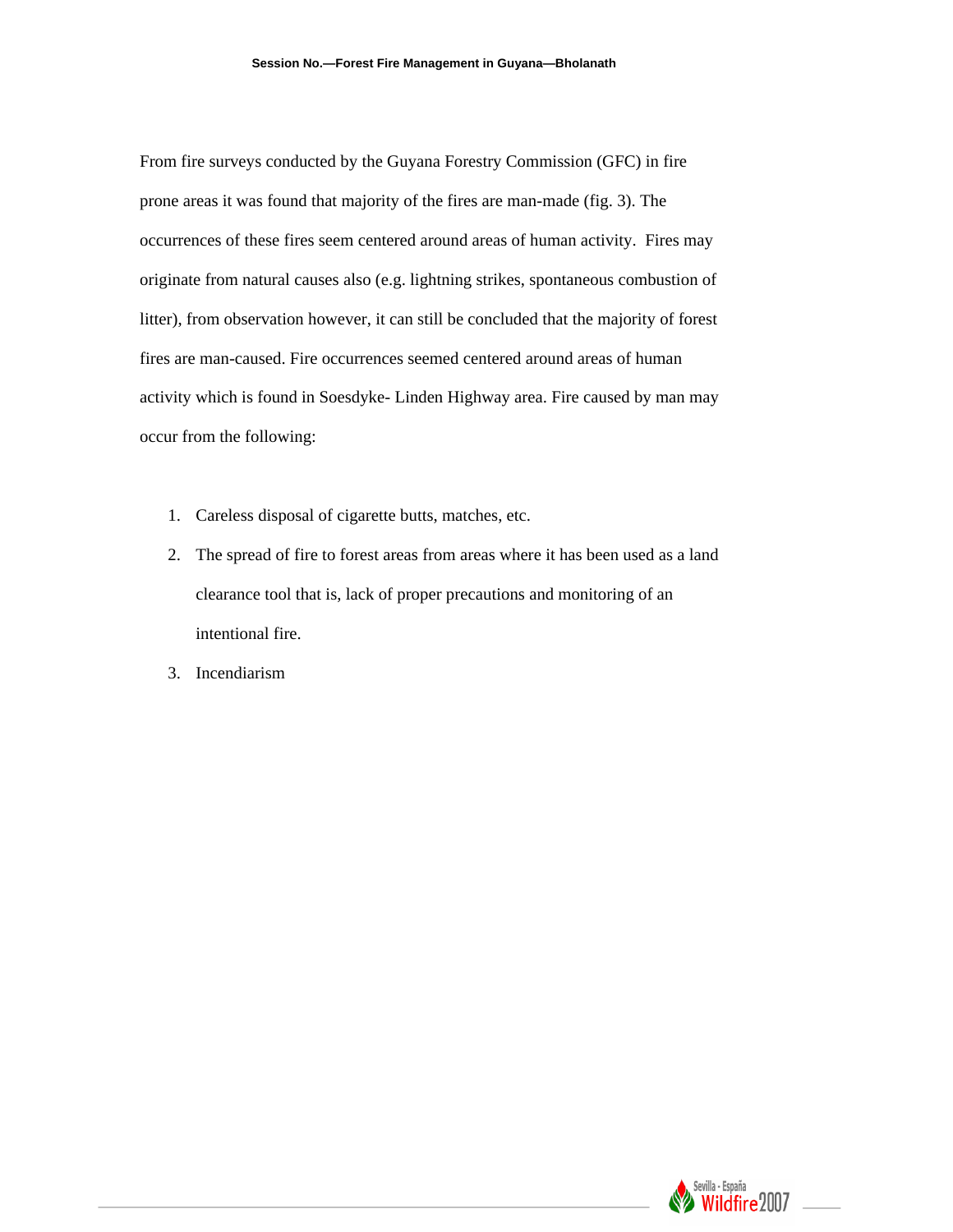From fire surveys conducted by the Guyana Forestry Commission (GFC) in fire prone areas it was found that majority of the fires are man-made (fig. 3). The occurrences of these fires seem centered around areas of human activity. Fires may originate from natural causes also (e.g. lightning strikes, spontaneous combustion of litter), from observation however, it can still be concluded that the majority of forest fires are man-caused. Fire occurrences seemed centered around areas of human activity which is found in Soesdyke- Linden Highway area. Fire caused by man may occur from the following:

1. Careless disposal of cigarette butts, matches, etc.
2. The spread of fire to forest areas from areas where it has been used as a land clearance tool that is, lack of proper precautions and monitoring of an intentional fire.
3. Incendiarism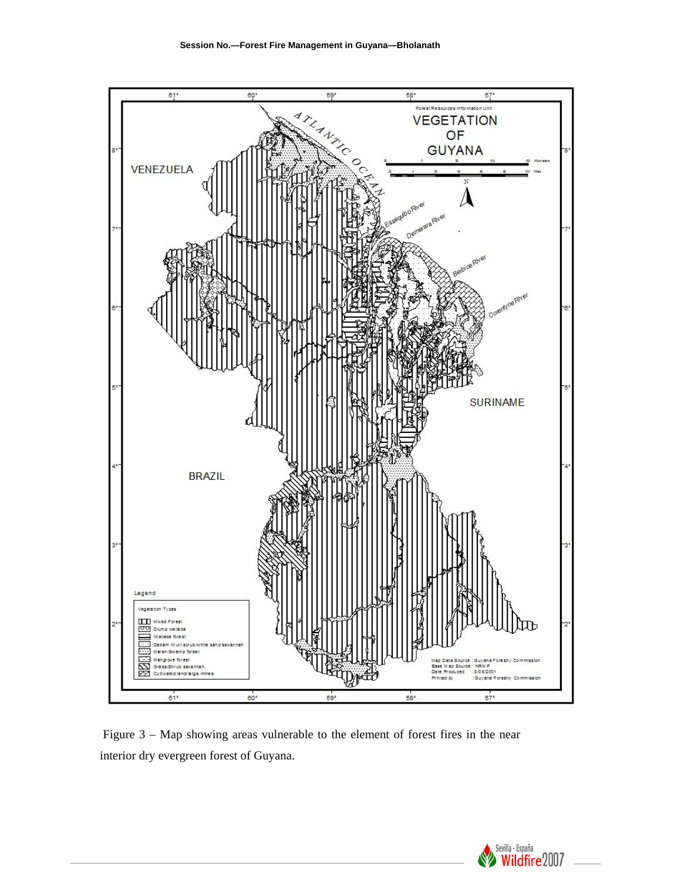Figure 3 – Map showing areas vulnerable to the element of forest fires in the near interior dry evergreen forest of Guyana.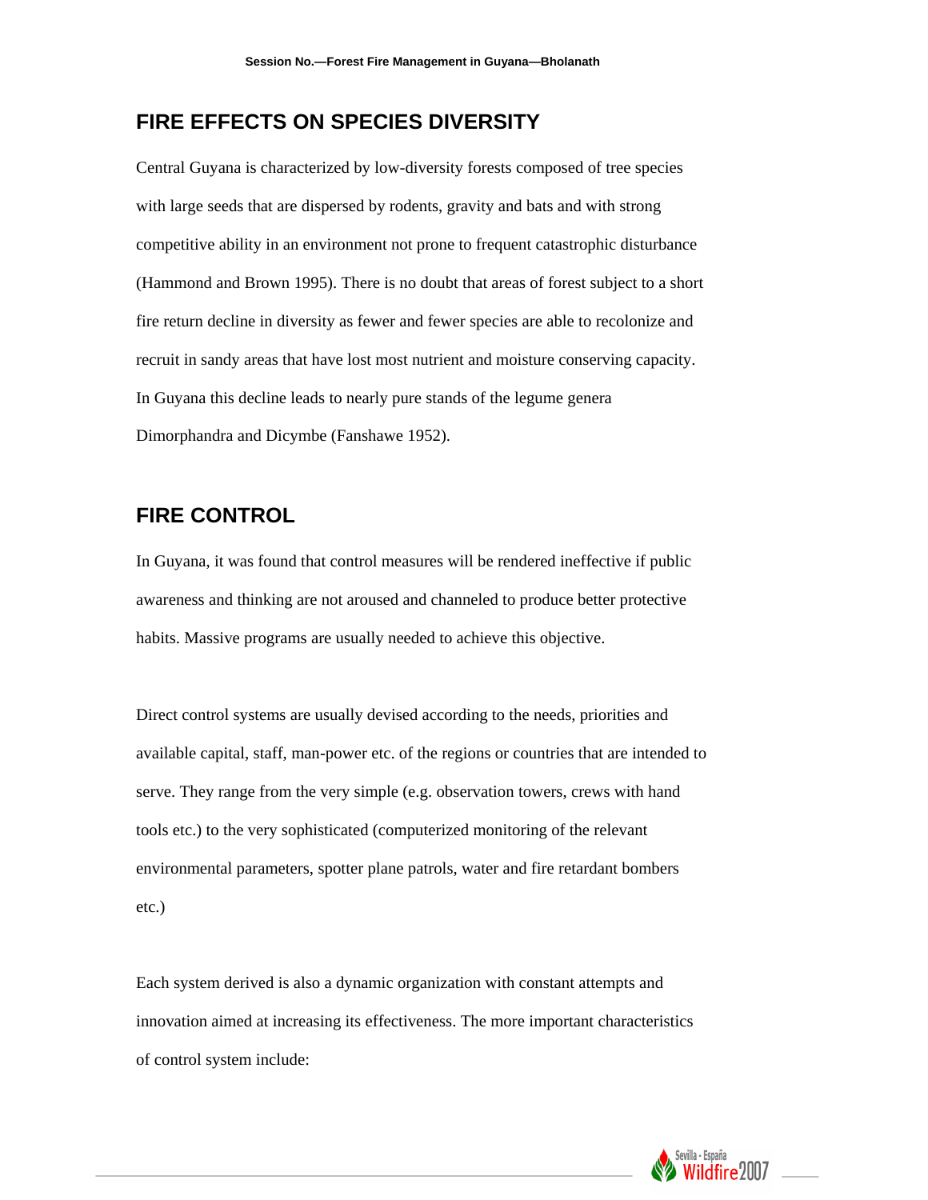## FIRE EFFECTS ON SPECIES DIVERSITY

Central Guyana is characterized by low-diversity forests composed of tree species with large seeds that are dispersed by rodents, gravity and bats and with strong competitive ability in an environment not prone to frequent catastrophic disturbance (Hammond and Brown 1995). There is no doubt that areas of forest subject to a short fire return decline in diversity as fewer and fewer species are able to recolonize and recruit in sandy areas that have lost most nutrient and moisture conserving capacity. In Guyana this decline leads to nearly pure stands of the legume genera Dimorphandra and Dicymbe (Fanshawe 1952).

## FIRE CONTROL

In Guyana, it was found that control measures will be rendered ineffective if public awareness and thinking are not aroused and channeled to produce better protective habits. Massive programs are usually needed to achieve this objective.

Direct control systems are usually devised according to the needs, priorities and available capital, staff, man-power etc. of the regions or countries that are intended to serve. They range from the very simple (e.g. observation towers, crews with hand tools etc.) to the very sophisticated (computerized monitoring of the relevant environmental parameters, spotter plane patrols, water and fire retardant bombers etc.)

Each system derived is also a dynamic organization with constant attempts and innovation aimed at increasing its effectiveness. The more important characteristics of control system include: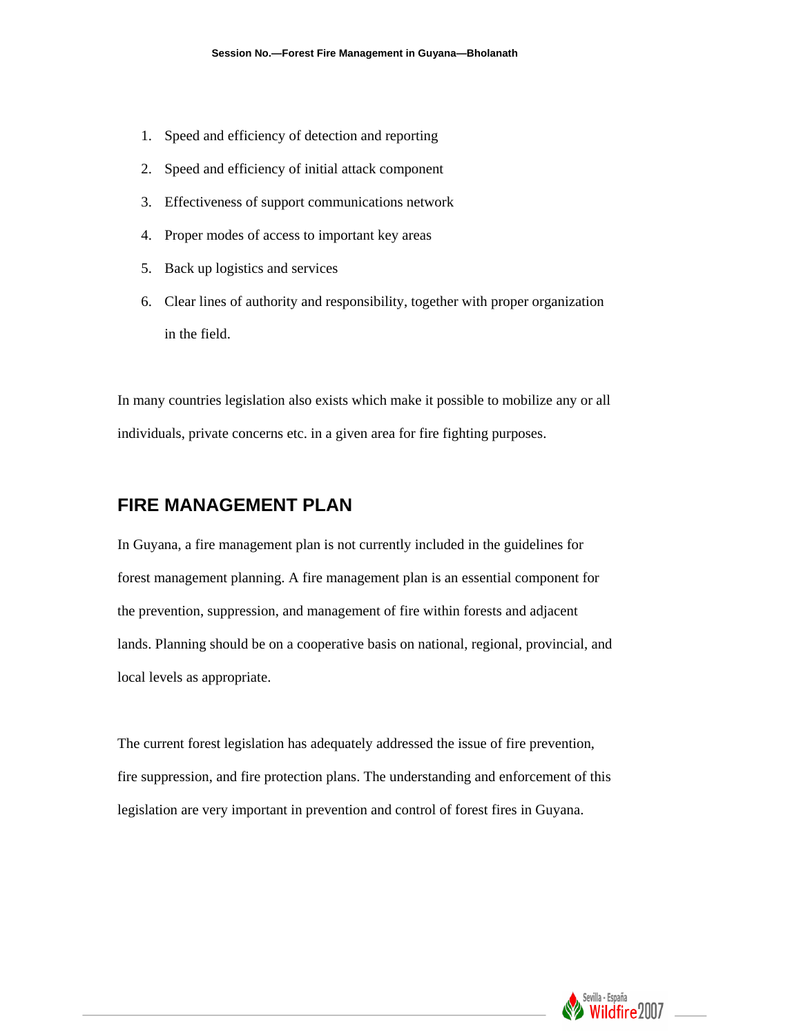1. Speed and efficiency of detection and reporting
2. Speed and efficiency of initial attack component
3. Effectiveness of support communications network
4. Proper modes of access to important key areas
5. Back up logistics and services
6. Clear lines of authority and responsibility, together with proper organization in the field.

In many countries legislation also exists which make it possible to mobilize any or all individuals, private concerns etc. in a given area for fire fighting purposes.

## FIRE MANAGEMENT PLAN

In Guyana, a fire management plan is not currently included in the guidelines for forest management planning. A fire management plan is an essential component for the prevention, suppression, and management of fire within forests and adjacent lands. Planning should be on a cooperative basis on national, regional, provincial, and local levels as appropriate.

The current forest legislation has adequately addressed the issue of fire prevention, fire suppression, and fire protection plans. The understanding and enforcement of this legislation are very important in prevention and control of forest fires in Guyana.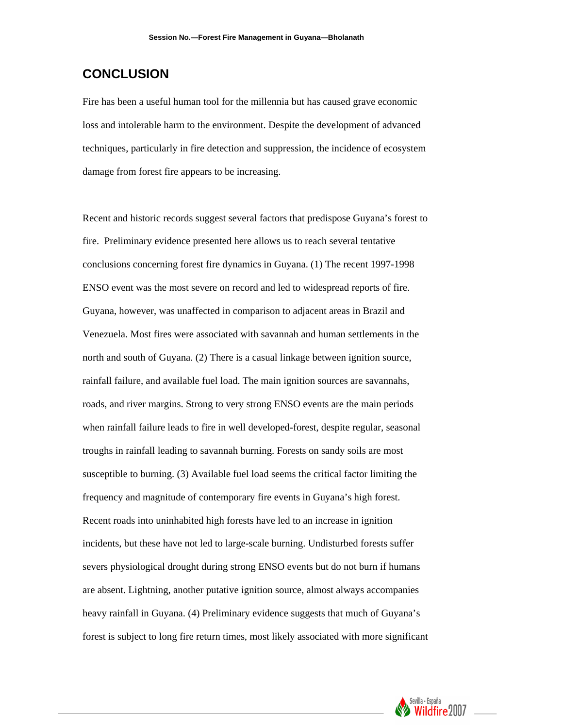## CONCLUSION

Fire has been a useful human tool for the millennia but has caused grave economic loss and intolerable harm to the environment. Despite the development of advanced techniques, particularly in fire detection and suppression, the incidence of ecosystem damage from forest fire appears to be increasing.

Recent and historic records suggest several factors that predispose Guyana's forest to fire. Preliminary evidence presented here allows us to reach several tentative conclusions concerning forest fire dynamics in Guyana. (1) The recent 1997-1998 ENSO event was the most severe on record and led to widespread reports of fire. Guyana, however, was unaffected in comparison to adjacent areas in Brazil and Venezuela. Most fires were associated with savannah and human settlements in the north and south of Guyana. (2) There is a casual linkage between ignition source, rainfall failure, and available fuel load. The main ignition sources are savannahs, roads, and river margins. Strong to very strong ENSO events are the main periods when rainfall failure leads to fire in well developed-forest, despite regular, seasonal troughs in rainfall leading to savannah burning. Forests on sandy soils are most susceptible to burning. (3) Available fuel load seems the critical factor limiting the frequency and magnitude of contemporary fire events in Guyana's high forest. Recent roads into uninhabited high forests have led to an increase in ignition incidents, but these have not led to large-scale burning. Undisturbed forests suffer severs physiological drought during strong ENSO events but do not burn if humans are absent. Lightning, another putative ignition source, almost always accompanies heavy rainfall in Guyana. (4) Preliminary evidence suggests that much of Guyana's forest is subject to long fire return times, most likely associated with more significant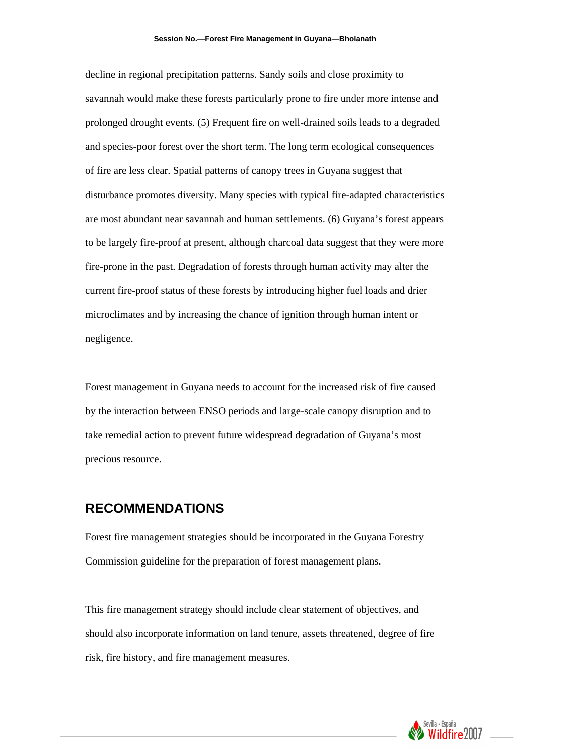decline in regional precipitation patterns. Sandy soils and close proximity to savannah would make these forests particularly prone to fire under more intense and prolonged drought events. (5) Frequent fire on well-drained soils leads to a degraded and species-poor forest over the short term. The long term ecological consequences of fire are less clear. Spatial patterns of canopy trees in Guyana suggest that disturbance promotes diversity. Many species with typical fire-adapted characteristics are most abundant near savannah and human settlements. (6) Guyana's forest appears to be largely fire-proof at present, although charcoal data suggest that they were more fire-prone in the past. Degradation of forests through human activity may alter the current fire-proof status of these forests by introducing higher fuel loads and drier microclimates and by increasing the chance of ignition through human intent or negligence.

Forest management in Guyana needs to account for the increased risk of fire caused by the interaction between ENSO periods and large-scale canopy disruption and to take remedial action to prevent future widespread degradation of Guyana's most precious resource.

## RECOMMENDATIONS

Forest fire management strategies should be incorporated in the Guyana Forestry Commission guideline for the preparation of forest management plans.

This fire management strategy should include clear statement of objectives, and should also incorporate information on land tenure, assets threatened, degree of fire risk, fire history, and fire management measures.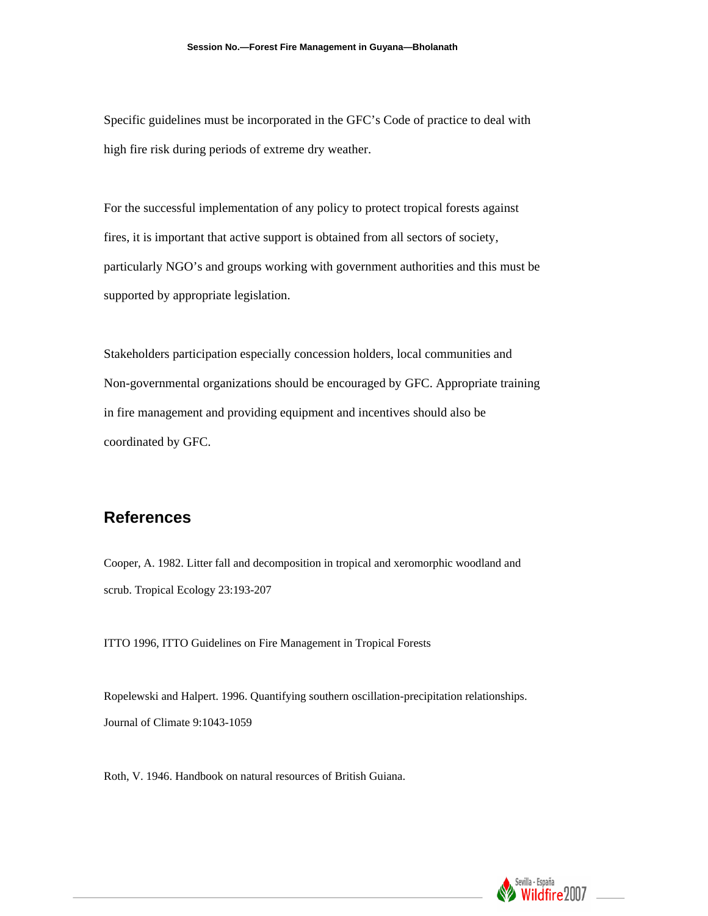Specific guidelines must be incorporated in the GFC's Code of practice to deal with high fire risk during periods of extreme dry weather.

For the successful implementation of any policy to protect tropical forests against fires, it is important that active support is obtained from all sectors of society, particularly NGO's and groups working with government authorities and this must be supported by appropriate legislation.

Stakeholders participation especially concession holders, local communities and Non-governmental organizations should be encouraged by GFC. Appropriate training in fire management and providing equipment and incentives should also be coordinated by GFC.

## References

Cooper, A. 1982. Litter fall and decomposition in tropical and xeromorphic woodland and scrub. Tropical Ecology 23:193-207

ITTO 1996, ITTO Guidelines on Fire Management in Tropical Forests

Ropelewski and Halpert. 1996. Quantifying southern oscillation-precipitation relationships. Journal of Climate 9:1043-1059

Roth, V. 1946. Handbook on natural resources of British Guiana.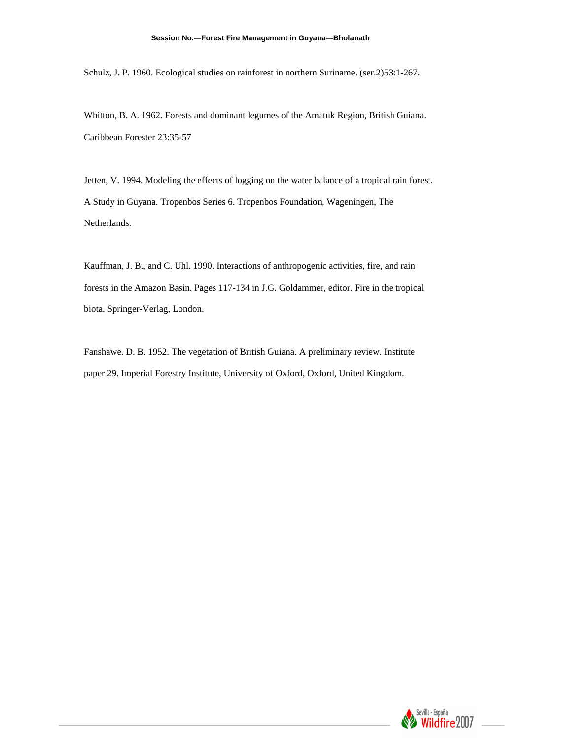Schulz, J. P. 1960. Ecological studies on rainforest in northern Suriname. (ser.2)53:1-267.

Whitton, B. A. 1962. Forests and dominant legumes of the Amatuk Region, British Guiana. Caribbean Forester 23:35-57

Jetten, V. 1994. Modeling the effects of logging on the water balance of a tropical rain forest. A Study in Guyana. Tropenbos Series 6. Tropenbos Foundation, Wageningen, The Netherlands.

Kauffman, J. B., and C. Uhl. 1990. Interactions of anthropogenic activities, fire, and rain forests in the Amazon Basin. Pages 117-134 in J.G. Goldammer, editor. Fire in the tropical biota. Springer-Verlag, London.

Fanshawe. D. B. 1952. The vegetation of British Guiana. A preliminary review. Institute paper 29. Imperial Forestry Institute, University of Oxford, Oxford, United Kingdom.